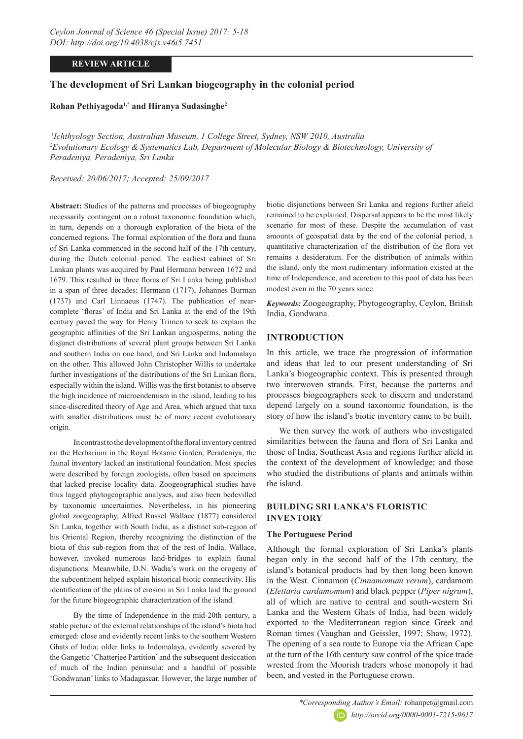**REVIEW ARTICLE**

# The development of Sri Lankan biogeography in the colonial period

**Rohan Pethiyagoda[1,*] and Hiranya Sudasinghe[2]**

*[1]Ichthyology Section, Australian Museum, 1 College Street, Sydney, NSW 2010, Australia*
*[2]Evolutionary Ecology & Systematics Lab, Department of Molecular Biology & Biotechnology, University of Peradeniya, Peradeniya, Sri Lanka*

*Received: 20/06/2017; Accepted: 25/09/2017*

**Abstract:** Studies of the patterns and processes of biogeography necessarily contingent on a robust taxonomic foundation which, in turn, depends on a thorough exploration of the biota of the concerned regions. The formal exploration of the flora and fauna of Sri Lanka commenced in the second half of the 17th century, during the Dutch colonial period. The earliest cabinet of Sri Lankan plants was acquired by Paul Hermann between 1672 and 1679. This resulted in three floras of Sri Lanka being published in a span of three decades: Hermann (1717), Johannes Burman (1737) and Carl Linnaeus (1747). The publication of near-complete 'floras' of India and Sri Lanka at the end of the 19th century paved the way for Henry Trimen to seek to explain the geographic affinities of the Sri Lankan angiosperms, noting the disjunct distributions of several plant groups between Sri Lanka and southern India on one hand, and Sri Lanka and Indomalaya on the other. This allowed John Christopher Willis to undertake further investigations of the distributions of the Sri Lankan flora, especially within the island. Willis was the first botanist to observe the high incidence of microendemism in the island, leading to his since-discredited theory of Age and Area, which argued that taxa with smaller distributions must be of more recent evolutionary origin.

In contrast to the development of the floral inventory centred on the Herbarium in the Royal Botanic Garden, Peradeniya, the faunal inventory lacked an institutional foundation. Most species were described by foreign zoologists, often based on specimens that lacked precise locality data. Zoogeographical studies have thus lagged phytogeographic analyses, and also been bedevilled by taxonomic uncertainties. Nevertheless, in his pioneering global zoogeography, Alfred Russel Wallace (1877) considered Sri Lanka, together with South India, as a distinct sub-region of his Oriental Region, thereby recognizing the distinction of the biota of this sub-region from that of the rest of India. Wallace, however, invoked numerous land-bridges to explain faunal disjunctions. Meanwhile, D.N. Wadia's work on the orogeny of the subcontinent helped explain historical biotic connectivity. His identification of the plains of erosion in Sri Lanka laid the ground for the future biogeographic characterization of the island.

By the time of Independence in the mid-20th century, a stable picture of the external relationships of the island's biota had emerged: close and evidently recent links to the southern Western Ghats of India; older links to Indomalaya, evidently severed by the Gangetic 'Chatterjee Partition' and the subsequent desiccation of much of the Indian peninsula; and a handful of possible 'Gondwanan' links to Madagascar. However, the large number of biotic disjunctions between Sri Lanka and regions further afield remained to be explained. Dispersal appears to be the most likely scenario for most of these. Despite the accumulation of vast amounts of geospatial data by the end of the colonial period, a quantitative characterization of the distribution of the flora yet remains a desideratum. For the distribution of animals within the island, only the most rudimentary information existed at the time of Independence, and accretion to this pool of data has been modest even in the 70 years since.

***Keywords:*** Zoogeography, Phytogeography, Ceylon, British India, Gondwana.

## INTRODUCTION

In this article, we trace the progression of information and ideas that led to our present understanding of Sri Lanka's biogeographic context. This is presented through two interwoven strands. First, because the patterns and processes biogeographers seek to discern and understand depend largely on a sound taxonomic foundation, is the story of how the island's biotic inventory came to be built.

We then survey the work of authors who investigated similarities between the fauna and flora of Sri Lanka and those of India, Southeast Asia and regions further afield in the context of the development of knowledge; and those who studied the distributions of plants and animals within the island.

## BUILDING SRI LANKA'S FLORISTIC INVENTORY

### The Portuguese Period

Although the formal exploration of Sri Lanka's plants began only in the second half of the 17th century, the island's botanical products had by then long been known in the West. Cinnamon (*Cinnamomum verum*), cardamom (*Elettaria cardamomum*) and black pepper (*Piper nigrum*), all of which are native to central and south-western Sri Lanka and the Western Ghats of India, had been widely exported to the Mediterranean region since Greek and Roman times (Vaughan and Geissler, 1997; Shaw, 1972). The opening of a sea route to Europe via the African Cape at the turn of the 16th century saw control of the spice trade wrested from the Moorish traders whose monopoly it had been, and vested in the Portuguese crown.

*\*Corresponding Author's Email:* rohanpet@gmail.com
*http://orcid.org/0000-0001-7215-9617*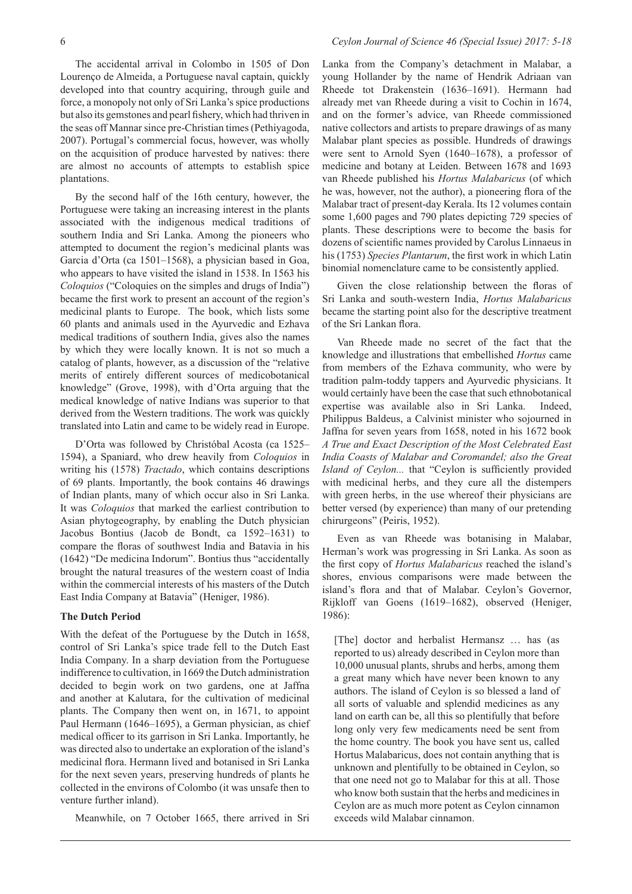The accidental arrival in Colombo in 1505 of Don Lourenço de Almeida, a Portuguese naval captain, quickly developed into that country acquiring, through guile and force, a monopoly not only of Sri Lanka's spice productions but also its gemstones and pearl fishery, which had thriven in the seas off Mannar since pre-Christian times (Pethiyagoda, 2007). Portugal's commercial focus, however, was wholly on the acquisition of produce harvested by natives: there are almost no accounts of attempts to establish spice plantations.

By the second half of the 16th century, however, the Portuguese were taking an increasing interest in the plants associated with the indigenous medical traditions of southern India and Sri Lanka. Among the pioneers who attempted to document the region's medicinal plants was Garcia d'Orta (ca 1501–1568), a physician based in Goa, who appears to have visited the island in 1538. In 1563 his *Coloquios* ("Coloquies on the simples and drugs of India") became the first work to present an account of the region's medicinal plants to Europe. The book, which lists some 60 plants and animals used in the Ayurvedic and Ezhava medical traditions of southern India, gives also the names by which they were locally known. It is not so much a catalog of plants, however, as a discussion of the "relative merits of entirely different sources of medicobotanical knowledge" (Grove, 1998), with d'Orta arguing that the medical knowledge of native Indians was superior to that derived from the Western traditions. The work was quickly translated into Latin and came to be widely read in Europe.

D'Orta was followed by Christóbal Acosta (ca 1525–1594), a Spaniard, who drew heavily from *Coloquios* in writing his (1578) *Tractado*, which contains descriptions of 69 plants. Importantly, the book contains 46 drawings of Indian plants, many of which occur also in Sri Lanka. It was *Coloquios* that marked the earliest contribution to Asian phytogeography, by enabling the Dutch physician Jacobus Bontius (Jacob de Bondt, ca 1592–1631) to compare the floras of southwest India and Batavia in his (1642) "De medicina Indorum". Bontius thus "accidentally brought the natural treasures of the western coast of India within the commercial interests of his masters of the Dutch East India Company at Batavia" (Heniger, 1986).

## The Dutch Period

With the defeat of the Portuguese by the Dutch in 1658, control of Sri Lanka's spice trade fell to the Dutch East India Company. In a sharp deviation from the Portuguese indifference to cultivation, in 1669 the Dutch administration decided to begin work on two gardens, one at Jaffna and another at Kalutara, for the cultivation of medicinal plants. The Company then went on, in 1671, to appoint Paul Hermann (1646–1695), a German physician, as chief medical officer to its garrison in Sri Lanka. Importantly, he was directed also to undertake an exploration of the island's medicinal flora. Hermann lived and botanised in Sri Lanka for the next seven years, preserving hundreds of plants he collected in the environs of Colombo (it was unsafe then to venture further inland).

Meanwhile, on 7 October 1665, there arrived in Sri Lanka from the Company's detachment in Malabar, a young Hollander by the name of Hendrik Adriaan van Rheede tot Drakenstein (1636–1691). Hermann had already met van Rheede during a visit to Cochin in 1674, and on the former's advice, van Rheede commissioned native collectors and artists to prepare drawings of as many Malabar plant species as possible. Hundreds of drawings were sent to Arnold Syen (1640–1678), a professor of medicine and botany at Leiden. Between 1678 and 1693 van Rheede published his *Hortus Malabaricus* (of which he was, however, not the author), a pioneering flora of the Malabar tract of present-day Kerala. Its 12 volumes contain some 1,600 pages and 790 plates depicting 729 species of plants. These descriptions were to become the basis for dozens of scientific names provided by Carolus Linnaeus in his (1753) *Species Plantarum*, the first work in which Latin binomial nomenclature came to be consistently applied.

Given the close relationship between the floras of Sri Lanka and south-western India, *Hortus Malabaricus* became the starting point also for the descriptive treatment of the Sri Lankan flora.

Van Rheede made no secret of the fact that the knowledge and illustrations that embellished *Hortus* came from members of the Ezhava community, who were by tradition palm-toddy tappers and Ayurvedic physicians. It would certainly have been the case that such ethnobotanical expertise was available also in Sri Lanka. Indeed, Philippus Baldeus, a Calvinist minister who sojourned in Jaffna for seven years from 1658, noted in his 1672 book *A True and Exact Description of the Most Celebrated East India Coasts of Malabar and Coromandel; also the Great Island of Ceylon...* that "Ceylon is sufficiently provided with medicinal herbs, and they cure all the distempers with green herbs, in the use whereof their physicians are better versed (by experience) than many of our pretending chirurgeons" (Peiris, 1952).

Even as van Rheede was botanising in Malabar, Herman's work was progressing in Sri Lanka. As soon as the first copy of *Hortus Malabaricus* reached the island's shores, envious comparisons were made between the island's flora and that of Malabar. Ceylon's Governor, Rijkloff van Goens (1619–1682), observed (Heniger, 1986):

> [The] doctor and herbalist Hermansz … has (as reported to us) already described in Ceylon more than 10,000 unusual plants, shrubs and herbs, among them a great many which have never been known to any authors. The island of Ceylon is so blessed a land of all sorts of valuable and splendid medicines as any land on earth can be, all this so plentifully that before long only very few medicaments need be sent from the home country. The book you have sent us, called Hortus Malabaricus, does not contain anything that is unknown and plentifully to be obtained in Ceylon, so that one need not go to Malabar for this at all. Those who know both sustain that the herbs and medicines in Ceylon are as much more potent as Ceylon cinnamon exceeds wild Malabar cinnamon.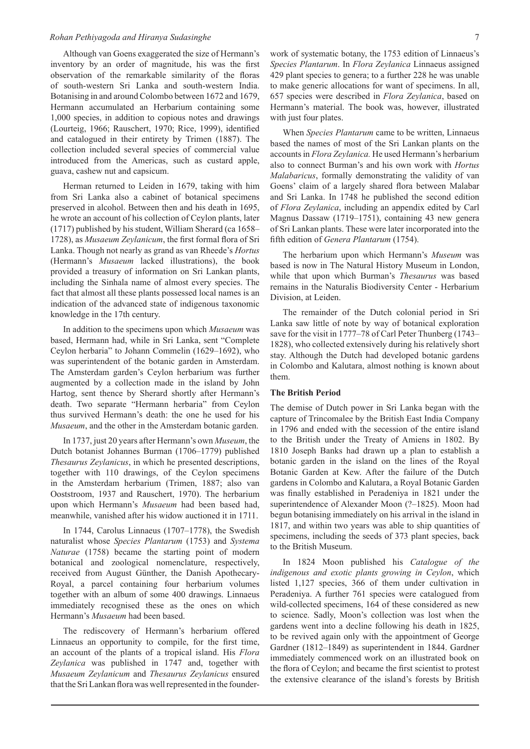Although van Goens exaggerated the size of Hermann's inventory by an order of magnitude, his was the first observation of the remarkable similarity of the floras of south-western Sri Lanka and south-western India. Botanising in and around Colombo between 1672 and 1679, Hermann accumulated an Herbarium containing some 1,000 species, in addition to copious notes and drawings (Lourteig, 1966; Rauschert, 1970; Rice, 1999), identified and catalogued in their entirety by Trimen (1887). The collection included several species of commercial value introduced from the Americas, such as custard apple, guava, cashew nut and capsicum.

Herman returned to Leiden in 1679, taking with him from Sri Lanka also a cabinet of botanical specimens preserved in alcohol. Between then and his death in 1695, he wrote an account of his collection of Ceylon plants, later (1717) published by his student, William Sherard (ca 1658–1728), as *Musaeum Zeylanicum*, the first formal flora of Sri Lanka. Though not nearly as grand as van Rheede's *Hortus* (Hermann's *Musaeum* lacked illustrations), the book provided a treasury of information on Sri Lankan plants, including the Sinhala name of almost every species. The fact that almost all these plants possessed local names is an indication of the advanced state of indigenous taxonomic knowledge in the 17th century.

In addition to the specimens upon which *Musaeum* was based, Hermann had, while in Sri Lanka, sent "Complete Ceylon herbaria" to Johann Commelin (1629–1692), who was superintendent of the botanic garden in Amsterdam. The Amsterdam garden's Ceylon herbarium was further augmented by a collection made in the island by John Hartog, sent thence by Sherard shortly after Hermann's death. Two separate "Hermann herbaria" from Ceylon thus survived Hermann's death: the one he used for his *Musaeum*, and the other in the Amsterdam botanic garden.

In 1737, just 20 years after Hermann's own *Museum*, the Dutch botanist Johannes Burman (1706–1779) published *Thesaurus Zeylanicus*, in which he presented descriptions, together with 110 drawings, of the Ceylon specimens in the Amsterdam herbarium (Trimen, 1887; also van Ooststroom, 1937 and Rauschert, 1970). The herbarium upon which Hermann's *Musaeum* had been based had, meanwhile, vanished after his widow auctioned it in 1711.

In 1744, Carolus Linnaeus (1707–1778), the Swedish naturalist whose *Species Plantarum* (1753) and *Systema Naturae* (1758) became the starting point of modern botanical and zoological nomenclature, respectively, received from August Günther, the Danish Apothecary-Royal, a parcel containing four herbarium volumes together with an album of some 400 drawings. Linnaeus immediately recognised these as the ones on which Hermann's *Musaeum* had been based.

The rediscovery of Hermann's herbarium offered Linnaeus an opportunity to compile, for the first time, an account of the plants of a tropical island. His *Flora Zeylanica* was published in 1747 and, together with *Musaeum Zeylanicum* and *Thesaurus Zeylanicus* ensured that the Sri Lankan flora was well represented in the founder-work of systematic botany, the 1753 edition of Linnaeus's *Species Plantarum*. In *Flora Zeylanica* Linnaeus assigned 429 plant species to genera; to a further 228 he was unable to make generic allocations for want of specimens. In all, 657 species were described in *Flora Zeylanica*, based on Hermann's material. The book was, however, illustrated with just four plates.

When *Species Plantarum* came to be written, Linnaeus based the names of most of the Sri Lankan plants on the accounts in *Flora Zeylanica.* He used Hermann's herbarium also to connect Burman's and his own work with *Hortus Malabaricus*, formally demonstrating the validity of van Goens' claim of a largely shared flora between Malabar and Sri Lanka. In 1748 he published the second edition of *Flora Zeylanica*, including an appendix edited by Carl Magnus Dassaw (1719–1751), containing 43 new genera of Sri Lankan plants. These were later incorporated into the fifth edition of *Genera Plantarum* (1754).

The herbarium upon which Hermann's *Museum* was based is now in The Natural History Museum in London, while that upon which Burman's *Thesaurus* was based remains in the Naturalis Biodiversity Center - Herbarium Division, at Leiden.

The remainder of the Dutch colonial period in Sri Lanka saw little of note by way of botanical exploration save for the visit in 1777–78 of Carl Peter Thunberg (1743–1828), who collected extensively during his relatively short stay. Although the Dutch had developed botanic gardens in Colombo and Kalutara, almost nothing is known about them.

### The British Period

The demise of Dutch power in Sri Lanka began with the capture of Trincomalee by the British East India Company in 1796 and ended with the secession of the entire island to the British under the Treaty of Amiens in 1802. By 1810 Joseph Banks had drawn up a plan to establish a botanic garden in the island on the lines of the Royal Botanic Garden at Kew. After the failure of the Dutch gardens in Colombo and Kalutara, a Royal Botanic Garden was finally established in Peradeniya in 1821 under the superintendence of Alexander Moon (?–1825). Moon had begun botanising immediately on his arrival in the island in 1817, and within two years was able to ship quantities of specimens, including the seeds of 373 plant species, back to the British Museum.

In 1824 Moon published his *Catalogue of the indigenous and exotic plants growing in Ceylon*, which listed 1,127 species, 366 of them under cultivation in Peradeniya. A further 761 species were catalogued from wild-collected specimens, 164 of these considered as new to science. Sadly, Moon's collection was lost when the gardens went into a decline following his death in 1825, to be revived again only with the appointment of George Gardner (1812–1849) as superintendent in 1844. Gardner immediately commenced work on an illustrated book on the flora of Ceylon; and became the first scientist to protest the extensive clearance of the island's forests by British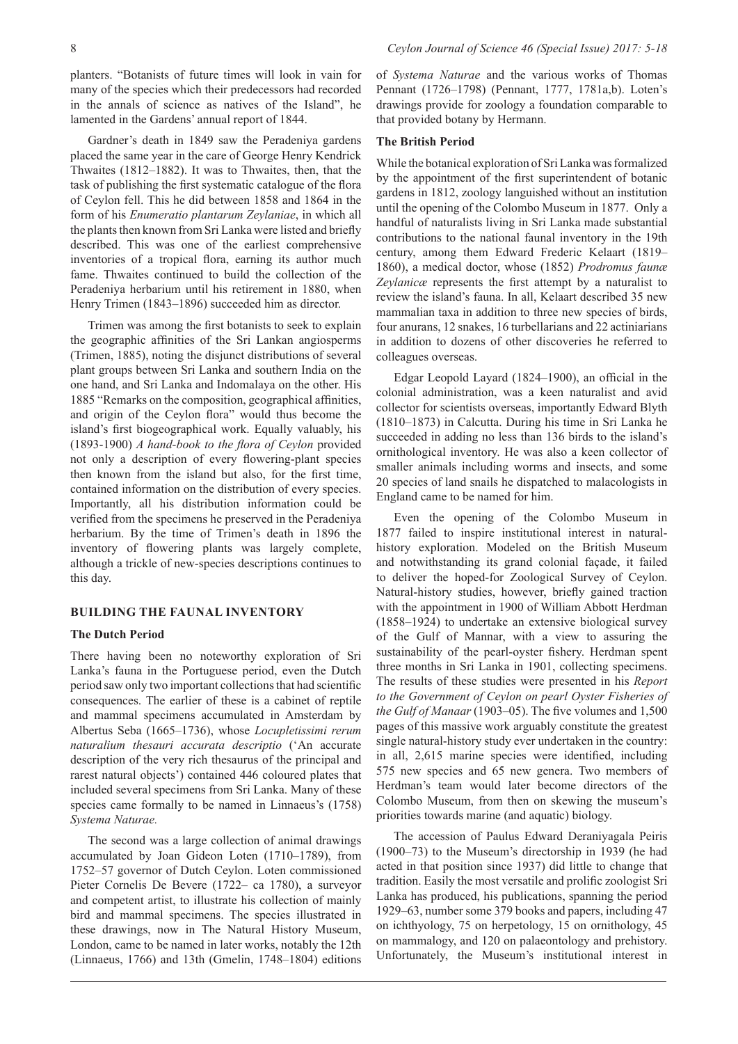planters. "Botanists of future times will look in vain for many of the species which their predecessors had recorded in the annals of science as natives of the Island", he lamented in the Gardens' annual report of 1844.

Gardner's death in 1849 saw the Peradeniya gardens placed the same year in the care of George Henry Kendrick Thwaites (1812–1882). It was to Thwaites, then, that the task of publishing the first systematic catalogue of the flora of Ceylon fell. This he did between 1858 and 1864 in the form of his *Enumeratio plantarum Zeylaniae*, in which all the plants then known from Sri Lanka were listed and briefly described. This was one of the earliest comprehensive inventories of a tropical flora, earning its author much fame. Thwaites continued to build the collection of the Peradeniya herbarium until his retirement in 1880, when Henry Trimen (1843–1896) succeeded him as director.

Trimen was among the first botanists to seek to explain the geographic affinities of the Sri Lankan angiosperms (Trimen, 1885), noting the disjunct distributions of several plant groups between Sri Lanka and southern India on the one hand, and Sri Lanka and Indomalaya on the other. His 1885 "Remarks on the composition, geographical affinities, and origin of the Ceylon flora" would thus become the island's first biogeographical work. Equally valuably, his (1893-1900) *A hand-book to the flora of Ceylon* provided not only a description of every flowering-plant species then known from the island but also, for the first time, contained information on the distribution of every species. Importantly, all his distribution information could be verified from the specimens he preserved in the Peradeniya herbarium. By the time of Trimen's death in 1896 the inventory of flowering plants was largely complete, although a trickle of new-species descriptions continues to this day.

## BUILDING THE FAUNAL INVENTORY

### The Dutch Period

There having been no noteworthy exploration of Sri Lanka's fauna in the Portuguese period, even the Dutch period saw only two important collections that had scientific consequences. The earlier of these is a cabinet of reptile and mammal specimens accumulated in Amsterdam by Albertus Seba (1665–1736), whose *Locupletissimi rerum naturalium thesauri accurata descriptio* ('An accurate description of the very rich thesaurus of the principal and rarest natural objects') contained 446 coloured plates that included several specimens from Sri Lanka. Many of these species came formally to be named in Linnaeus's (1758) *Systema Naturae.*

The second was a large collection of animal drawings accumulated by Joan Gideon Loten (1710–1789), from 1752–57 governor of Dutch Ceylon. Loten commissioned Pieter Cornelis De Bevere (1722– ca 1780), a surveyor and competent artist, to illustrate his collection of mainly bird and mammal specimens. The species illustrated in these drawings, now in The Natural History Museum, London, came to be named in later works, notably the 12th (Linnaeus, 1766) and 13th (Gmelin, 1748–1804) editions of *Systema Naturae* and the various works of Thomas Pennant (1726–1798) (Pennant, 1777, 1781a,b). Loten's drawings provide for zoology a foundation comparable to that provided botany by Hermann.

### The British Period

While the botanical exploration of Sri Lanka was formalized by the appointment of the first superintendent of botanic gardens in 1812, zoology languished without an institution until the opening of the Colombo Museum in 1877. Only a handful of naturalists living in Sri Lanka made substantial contributions to the national faunal inventory in the 19th century, among them Edward Frederic Kelaart (1819–1860), a medical doctor, whose (1852) *Prodromus faunæ Zeylanicæ* represents the first attempt by a naturalist to review the island's fauna. In all, Kelaart described 35 new mammalian taxa in addition to three new species of birds, four anurans, 12 snakes, 16 turbellarians and 22 actiniarians in addition to dozens of other discoveries he referred to colleagues overseas.

Edgar Leopold Layard (1824–1900), an official in the colonial administration, was a keen naturalist and avid collector for scientists overseas, importantly Edward Blyth (1810–1873) in Calcutta. During his time in Sri Lanka he succeeded in adding no less than 136 birds to the island's ornithological inventory. He was also a keen collector of smaller animals including worms and insects, and some 20 species of land snails he dispatched to malacologists in England came to be named for him.

Even the opening of the Colombo Museum in 1877 failed to inspire institutional interest in natural-history exploration. Modeled on the British Museum and notwithstanding its grand colonial façade, it failed to deliver the hoped-for Zoological Survey of Ceylon. Natural-history studies, however, briefly gained traction with the appointment in 1900 of William Abbott Herdman (1858–1924) to undertake an extensive biological survey of the Gulf of Mannar, with a view to assuring the sustainability of the pearl-oyster fishery. Herdman spent three months in Sri Lanka in 1901, collecting specimens. The results of these studies were presented in his *Report to the Government of Ceylon on pearl Oyster Fisheries of the Gulf of Manaar* (1903–05). The five volumes and 1,500 pages of this massive work arguably constitute the greatest single natural-history study ever undertaken in the country: in all, 2,615 marine species were identified, including 575 new species and 65 new genera. Two members of Herdman's team would later become directors of the Colombo Museum, from then on skewing the museum's priorities towards marine (and aquatic) biology.

The accession of Paulus Edward Deraniyagala Peiris (1900–73) to the Museum's directorship in 1939 (he had acted in that position since 1937) did little to change that tradition. Easily the most versatile and prolific zoologist Sri Lanka has produced, his publications, spanning the period 1929–63, number some 379 books and papers, including 47 on ichthyology, 75 on herpetology, 15 on ornithology, 45 on mammalogy, and 120 on palaeontology and prehistory. Unfortunately, the Museum's institutional interest in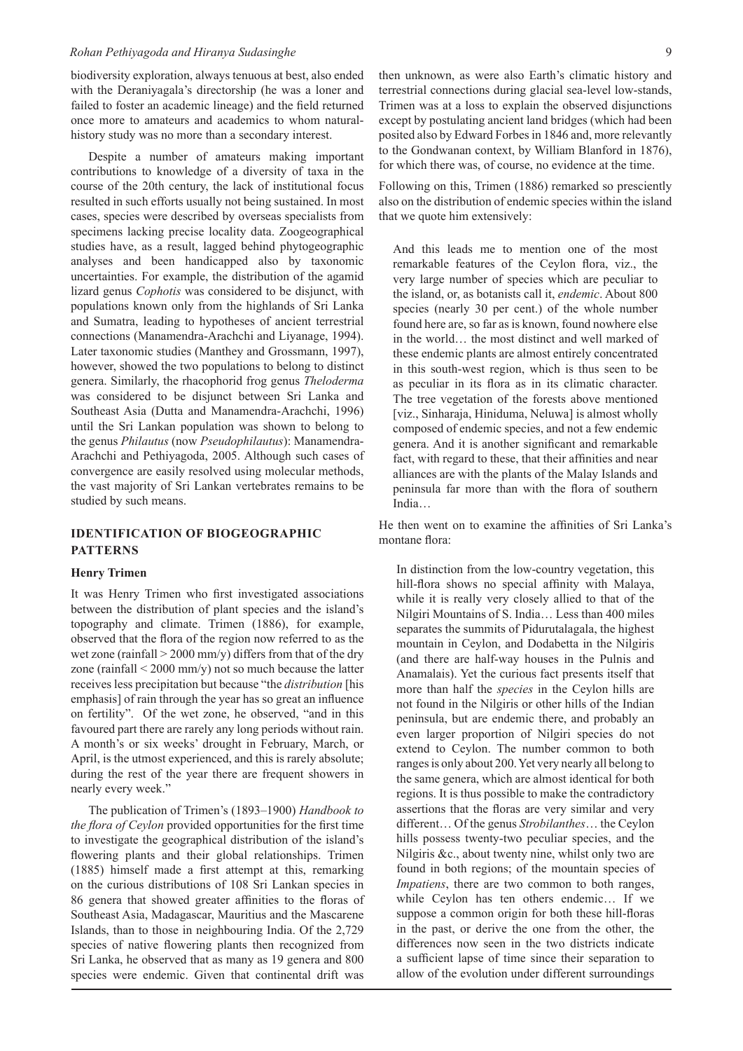biodiversity exploration, always tenuous at best, also ended with the Deraniyagala's directorship (he was a loner and failed to foster an academic lineage) and the field returned once more to amateurs and academics to whom natural-history study was no more than a secondary interest.

Despite a number of amateurs making important contributions to knowledge of a diversity of taxa in the course of the 20th century, the lack of institutional focus resulted in such efforts usually not being sustained. In most cases, species were described by overseas specialists from specimens lacking precise locality data. Zoogeographical studies have, as a result, lagged behind phytogeographic analyses and been handicapped also by taxonomic uncertainties. For example, the distribution of the agamid lizard genus *Cophotis* was considered to be disjunct, with populations known only from the highlands of Sri Lanka and Sumatra, leading to hypotheses of ancient terrestrial connections (Manamendra-Arachchi and Liyanage, 1994). Later taxonomic studies (Manthey and Grossmann, 1997), however, showed the two populations to belong to distinct genera. Similarly, the rhacophorid frog genus *Theloderma* was considered to be disjunct between Sri Lanka and Southeast Asia (Dutta and Manamendra-Arachchi, 1996) until the Sri Lankan population was shown to belong to the genus *Philautus* (now *Pseudophilautus*): Manamendra-Arachchi and Pethiyagoda, 2005. Although such cases of convergence are easily resolved using molecular methods, the vast majority of Sri Lankan vertebrates remains to be studied by such means.

## IDENTIFICATION OF BIOGEOGRAPHIC PATTERNS

### Henry Trimen

It was Henry Trimen who first investigated associations between the distribution of plant species and the island's topography and climate. Trimen (1886), for example, observed that the flora of the region now referred to as the wet zone (rainfall > 2000 mm/y) differs from that of the dry zone (rainfall < 2000 mm/y) not so much because the latter receives less precipitation but because "the *distribution* [his emphasis] of rain through the year has so great an influence on fertility". Of the wet zone, he observed, "and in this favoured part there are rarely any long periods without rain. A month's or six weeks' drought in February, March, or April, is the utmost experienced, and this is rarely absolute; during the rest of the year there are frequent showers in nearly every week."

The publication of Trimen's (1893–1900) *Handbook to the flora of Ceylon* provided opportunities for the first time to investigate the geographical distribution of the island's flowering plants and their global relationships. Trimen (1885) himself made a first attempt at this, remarking on the curious distributions of 108 Sri Lankan species in 86 genera that showed greater affinities to the floras of Southeast Asia, Madagascar, Mauritius and the Mascarene Islands, than to those in neighbouring India. Of the 2,729 species of native flowering plants then recognized from Sri Lanka, he observed that as many as 19 genera and 800 species were endemic. Given that continental drift was then unknown, as were also Earth's climatic history and terrestrial connections during glacial sea-level low-stands, Trimen was at a loss to explain the observed disjunctions except by postulating ancient land bridges (which had been posited also by Edward Forbes in 1846 and, more relevantly to the Gondwanan context, by William Blanford in 1876), for which there was, of course, no evidence at the time.

Following on this, Trimen (1886) remarked so presciently also on the distribution of endemic species within the island that we quote him extensively:

> And this leads me to mention one of the most remarkable features of the Ceylon flora, viz., the very large number of species which are peculiar to the island, or, as botanists call it, *endemic*. About 800 species (nearly 30 per cent.) of the whole number found here are, so far as is known, found nowhere else in the world… the most distinct and well marked of these endemic plants are almost entirely concentrated in this south-west region, which is thus seen to be as peculiar in its flora as in its climatic character. The tree vegetation of the forests above mentioned [viz., Sinharaja, Hiniduma, Neluwa] is almost wholly composed of endemic species, and not a few endemic genera. And it is another significant and remarkable fact, with regard to these, that their affinities and near alliances are with the plants of the Malay Islands and peninsula far more than with the flora of southern India…

He then went on to examine the affinities of Sri Lanka's montane flora:

> In distinction from the low-country vegetation, this hill-flora shows no special affinity with Malaya, while it is really very closely allied to that of the Nilgiri Mountains of S. India… Less than 400 miles separates the summits of Pidurutalagala, the highest mountain in Ceylon, and Dodabetta in the Nilgiris (and there are half-way houses in the Pulnis and Anamalais). Yet the curious fact presents itself that more than half the *species* in the Ceylon hills are not found in the Nilgiris or other hills of the Indian peninsula, but are endemic there, and probably an even larger proportion of Nilgiri species do not extend to Ceylon. The number common to both ranges is only about 200. Yet very nearly all belong to the same genera, which are almost identical for both regions. It is thus possible to make the contradictory assertions that the floras are very similar and very different… Of the genus *Strobilanthes*… the Ceylon hills possess twenty-two peculiar species, and the Nilgiris &c., about twenty nine, whilst only two are found in both regions; of the mountain species of *Impatiens*, there are two common to both ranges, while Ceylon has ten others endemic… If we suppose a common origin for both these hill-floras in the past, or derive the one from the other, the differences now seen in the two districts indicate a sufficient lapse of time since their separation to allow of the evolution under different surroundings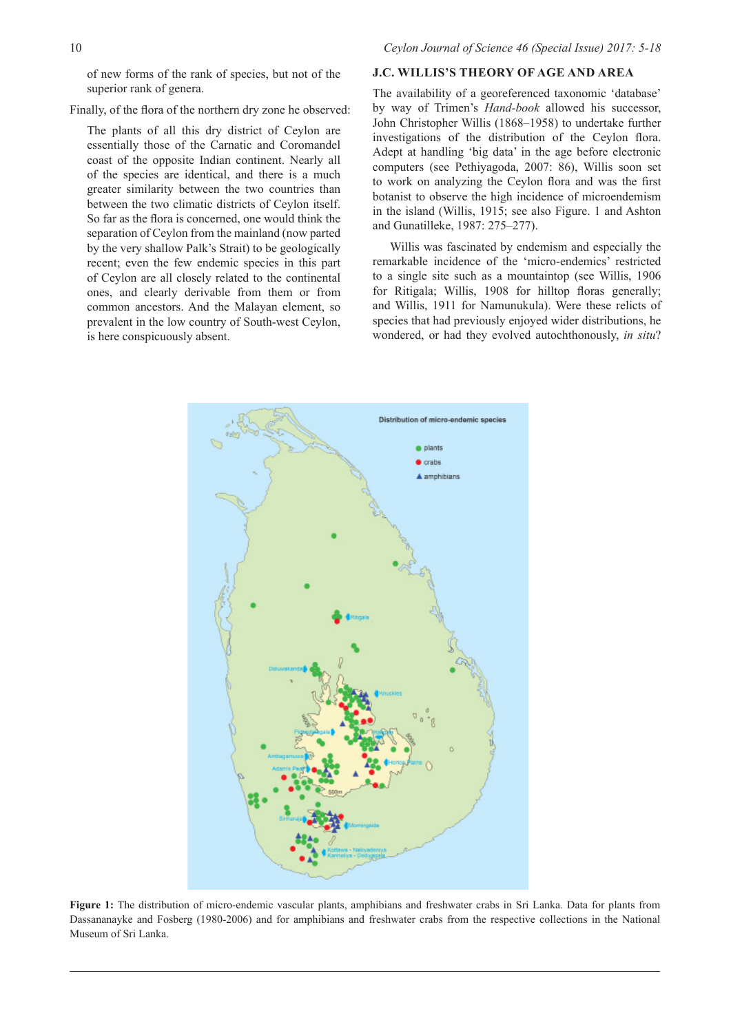of new forms of the rank of species, but not of the superior rank of genera.

Finally, of the flora of the northern dry zone he observed:

> The plants of all this dry district of Ceylon are essentially those of the Carnatic and Coromandel coast of the opposite Indian continent. Nearly all of the species are identical, and there is a much greater similarity between the two countries than between the two climatic districts of Ceylon itself. So far as the flora is concerned, one would think the separation of Ceylon from the mainland (now parted by the very shallow Palk's Strait) to be geologically recent; even the few endemic species in this part of Ceylon are all closely related to the continental ones, and clearly derivable from them or from common ancestors. And the Malayan element, so prevalent in the low country of South-west Ceylon, is here conspicuously absent.

## J.C. WILLIS'S THEORY OF AGE AND AREA

The availability of a georeferenced taxonomic 'database' by way of Trimen's *Hand-book* allowed his successor, John Christopher Willis (1868–1958) to undertake further investigations of the distribution of the Ceylon flora. Adept at handling 'big data' in the age before electronic computers (see Pethiyagoda, 2007: 86), Willis soon set to work on analyzing the Ceylon flora and was the first botanist to observe the high incidence of microendemism in the island (Willis, 1915; see also Figure. 1 and Ashton and Gunatilleke, 1987: 275–277).

Willis was fascinated by endemism and especially the remarkable incidence of the 'micro-endemics' restricted to a single site such as a mountaintop (see Willis, 1906 for Ritigala; Willis, 1908 for hilltop floras generally; and Willis, 1911 for Namunukula). Were these relicts of species that had previously enjoyed wider distributions, he wondered, or had they evolved autochthonously, *in situ*?

**Figure 1:** The distribution of micro-endemic vascular plants, amphibians and freshwater crabs in Sri Lanka. Data for plants from Dassanayake and Fosberg (1980-2006) and for amphibians and freshwater crabs from the respective collections in the National Museum of Sri Lanka.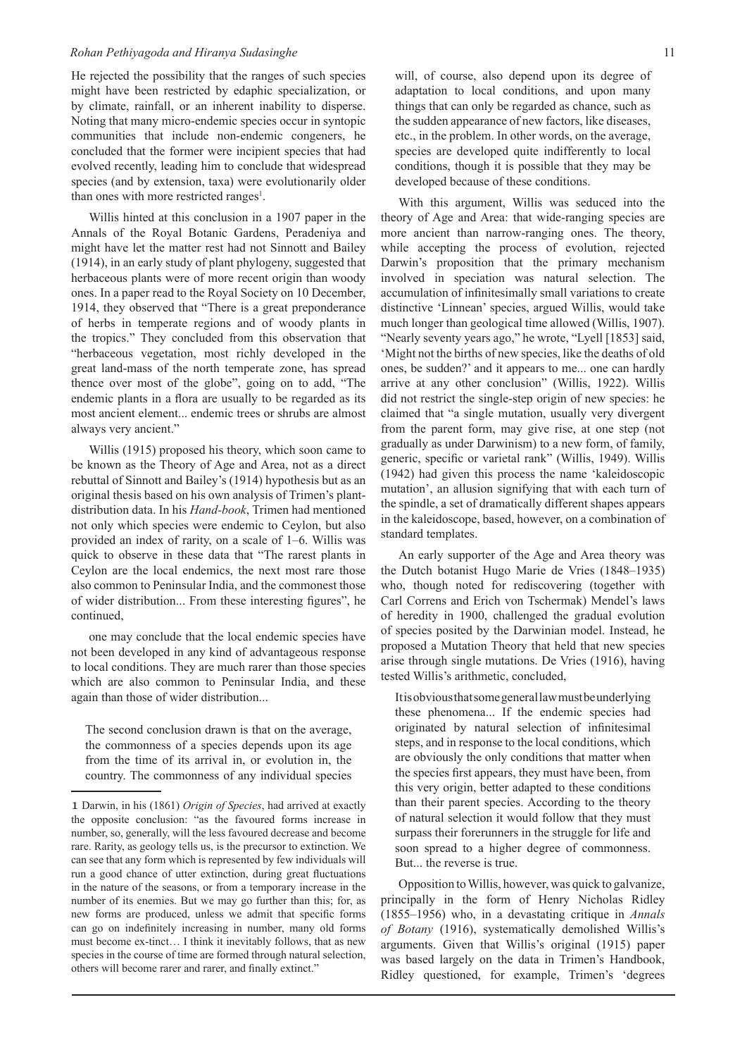He rejected the possibility that the ranges of such species might have been restricted by edaphic specialization, or by climate, rainfall, or an inherent inability to disperse. Noting that many micro-endemic species occur in syntopic communities that include non-endemic congeners, he concluded that the former were incipient species that had evolved recently, leading him to conclude that widespread species (and by extension, taxa) were evolutionarily older than ones with more restricted ranges[1].

Willis hinted at this conclusion in a 1907 paper in the Annals of the Royal Botanic Gardens, Peradeniya and might have let the matter rest had not Sinnott and Bailey (1914), in an early study of plant phylogeny, suggested that herbaceous plants were of more recent origin than woody ones. In a paper read to the Royal Society on 10 December, 1914, they observed that "There is a great preponderance of herbs in temperate regions and of woody plants in the tropics." They concluded from this observation that "herbaceous vegetation, most richly developed in the great land-mass of the north temperate zone, has spread thence over most of the globe", going on to add, "The endemic plants in a flora are usually to be regarded as its most ancient element... endemic trees or shrubs are almost always very ancient."

Willis (1915) proposed his theory, which soon came to be known as the Theory of Age and Area, not as a direct rebuttal of Sinnott and Bailey's (1914) hypothesis but as an original thesis based on his own analysis of Trimen's plant-distribution data. In his *Hand-book*, Trimen had mentioned not only which species were endemic to Ceylon, but also provided an index of rarity, on a scale of 1–6. Willis was quick to observe in these data that "The rarest plants in Ceylon are the local endemics, the next most rare those also common to Peninsular India, and the commonest those of wider distribution... From these interesting figures", he continued,

> one may conclude that the local endemic species have not been developed in any kind of advantageous response to local conditions. They are much rarer than those species which are also common to Peninsular India, and these again than those of wider distribution...
>
> The second conclusion drawn is that on the average, the commonness of a species depends upon its age from the time of its arrival in, or evolution in, the country. The commonness of any individual species will, of course, also depend upon its degree of adaptation to local conditions, and upon many things that can only be regarded as chance, such as the sudden appearance of new factors, like diseases, etc., in the problem. In other words, on the average, species are developed quite indifferently to local conditions, though it is possible that they may be developed because of these conditions.

With this argument, Willis was seduced into the theory of Age and Area: that wide-ranging species are more ancient than narrow-ranging ones. The theory, while accepting the process of evolution, rejected Darwin's proposition that the primary mechanism involved in speciation was natural selection. The accumulation of infinitesimally small variations to create distinctive 'Linnean' species, argued Willis, would take much longer than geological time allowed (Willis, 1907). "Nearly seventy years ago," he wrote, "Lyell [1853] said, 'Might not the births of new species, like the deaths of old ones, be sudden?' and it appears to me... one can hardly arrive at any other conclusion" (Willis, 1922). Willis did not restrict the single-step origin of new species: he claimed that "a single mutation, usually very divergent from the parent form, may give rise, at one step (not gradually as under Darwinism) to a new form, of family, generic, specific or varietal rank" (Willis, 1949). Willis (1942) had given this process the name 'kaleidoscopic mutation', an allusion signifying that with each turn of the spindle, a set of dramatically different shapes appears in the kaleidoscope, based, however, on a combination of standard templates.

An early supporter of the Age and Area theory was the Dutch botanist Hugo Marie de Vries (1848–1935) who, though noted for rediscovering (together with Carl Correns and Erich von Tschermak) Mendel's laws of heredity in 1900, challenged the gradual evolution of species posited by the Darwinian model. Instead, he proposed a Mutation Theory that held that new species arise through single mutations. De Vries (1916), having tested Willis's arithmetic, concluded,

> It is obvious that some general law must be underlying these phenomena... If the endemic species had originated by natural selection of infinitesimal steps, and in response to the local conditions, which are obviously the only conditions that matter when the species first appears, they must have been, from this very origin, better adapted to these conditions than their parent species. According to the theory of natural selection it would follow that they must surpass their forerunners in the struggle for life and soon spread to a higher degree of commonness. But... the reverse is true.

Opposition to Willis, however, was quick to galvanize, principally in the form of Henry Nicholas Ridley (1855–1956) who, in a devastating critique in *Annals of Botany* (1916), systematically demolished Willis's arguments. Given that Willis's original (1915) paper was based largely on the data in Trimen's Handbook, Ridley questioned, for example, Trimen's 'degrees

---

1 Darwin, in his (1861) *Origin of Species*, had arrived at exactly the opposite conclusion: "as the favoured forms increase in number, so, generally, will the less favoured decrease and become rare. Rarity, as geology tells us, is the precursor to extinction. We can see that any form which is represented by few individuals will run a good chance of utter extinction, during great fluctuations in the nature of the seasons, or from a temporary increase in the number of its enemies. But we may go further than this; for, as new forms are produced, unless we admit that specific forms can go on indefinitely increasing in number, many old forms must become ex-tinct… I think it inevitably follows, that as new species in the course of time are formed through natural selection, others will become rarer and rarer, and finally extinct."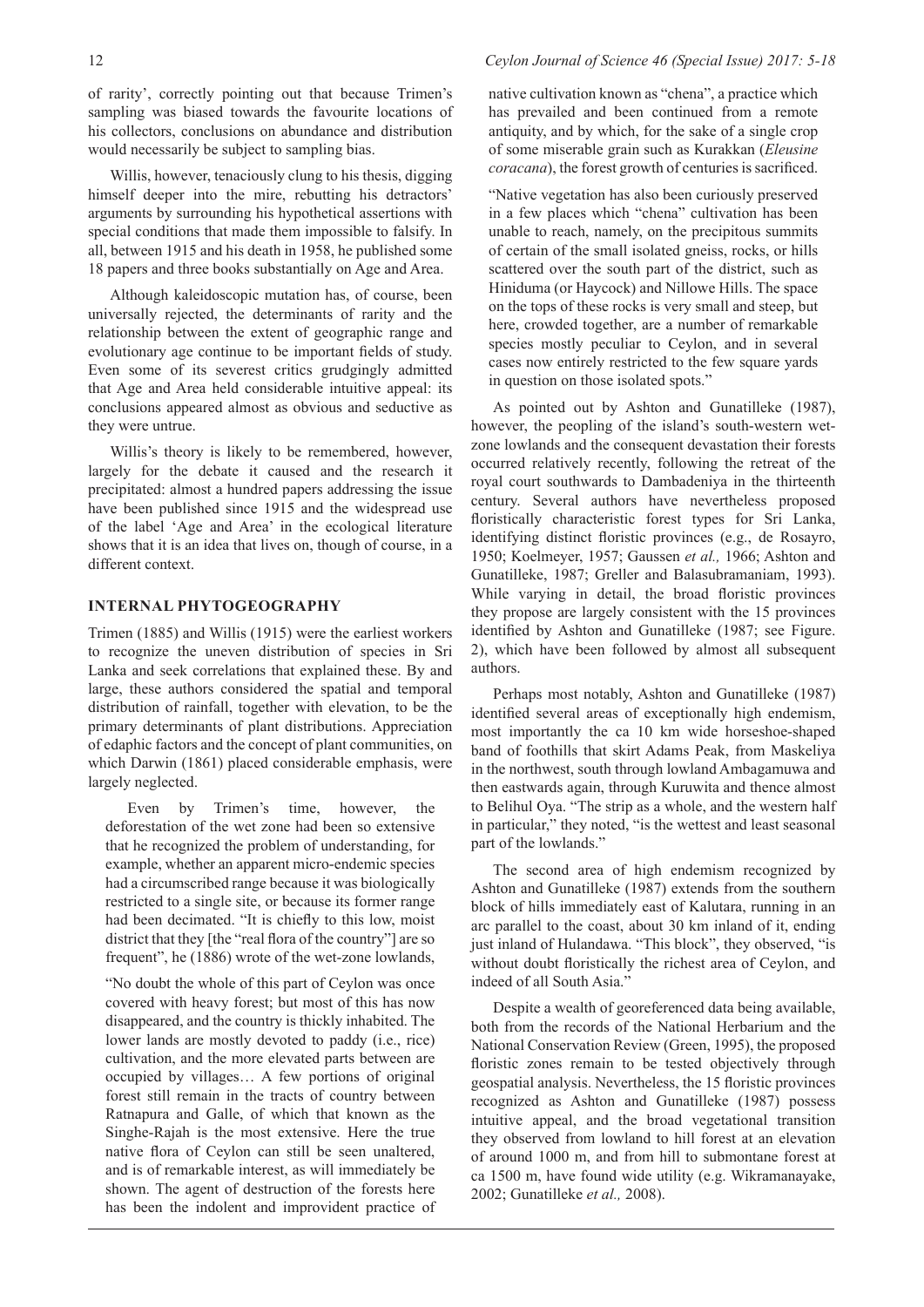of rarity', correctly pointing out that because Trimen's sampling was biased towards the favourite locations of his collectors, conclusions on abundance and distribution would necessarily be subject to sampling bias.

Willis, however, tenaciously clung to his thesis, digging himself deeper into the mire, rebutting his detractors' arguments by surrounding his hypothetical assertions with special conditions that made them impossible to falsify. In all, between 1915 and his death in 1958, he published some 18 papers and three books substantially on Age and Area.

Although kaleidoscopic mutation has, of course, been universally rejected, the determinants of rarity and the relationship between the extent of geographic range and evolutionary age continue to be important fields of study. Even some of its severest critics grudgingly admitted that Age and Area held considerable intuitive appeal: its conclusions appeared almost as obvious and seductive as they were untrue.

Willis's theory is likely to be remembered, however, largely for the debate it caused and the research it precipitated: almost a hundred papers addressing the issue have been published since 1915 and the widespread use of the label 'Age and Area' in the ecological literature shows that it is an idea that lives on, though of course, in a different context.

## INTERNAL PHYTOGEOGRAPHY

Trimen (1885) and Willis (1915) were the earliest workers to recognize the uneven distribution of species in Sri Lanka and seek correlations that explained these. By and large, these authors considered the spatial and temporal distribution of rainfall, together with elevation, to be the primary determinants of plant distributions. Appreciation of edaphic factors and the concept of plant communities, on which Darwin (1861) placed considerable emphasis, were largely neglected.

Even by Trimen's time, however, the deforestation of the wet zone had been so extensive that he recognized the problem of understanding, for example, whether an apparent micro-endemic species had a circumscribed range because it was biologically restricted to a single site, or because its former range had been decimated. "It is chiefly to this low, moist district that they [the "real flora of the country"] are so frequent", he (1886) wrote of the wet-zone lowlands,

"No doubt the whole of this part of Ceylon was once covered with heavy forest; but most of this has now disappeared, and the country is thickly inhabited. The lower lands are mostly devoted to paddy (i.e., rice) cultivation, and the more elevated parts between are occupied by villages… A few portions of original forest still remain in the tracts of country between Ratnapura and Galle, of which that known as the Singhe-Rajah is the most extensive. Here the true native flora of Ceylon can still be seen unaltered, and is of remarkable interest, as will immediately be shown. The agent of destruction of the forests here has been the indolent and improvident practice of native cultivation known as "chena", a practice which has prevailed and been continued from a remote antiquity, and by which, for the sake of a single crop of some miserable grain such as Kurakkan (*Eleusine coracana*), the forest growth of centuries is sacrificed.

"Native vegetation has also been curiously preserved in a few places which "chena" cultivation has been unable to reach, namely, on the precipitous summits of certain of the small isolated gneiss, rocks, or hills scattered over the south part of the district, such as Hiniduma (or Haycock) and Nillowe Hills. The space on the tops of these rocks is very small and steep, but here, crowded together, are a number of remarkable species mostly peculiar to Ceylon, and in several cases now entirely restricted to the few square yards in question on those isolated spots."

As pointed out by Ashton and Gunatilleke (1987), however, the peopling of the island's south-western wet-zone lowlands and the consequent devastation their forests occurred relatively recently, following the retreat of the royal court southwards to Dambadeniya in the thirteenth century. Several authors have nevertheless proposed floristically characteristic forest types for Sri Lanka, identifying distinct floristic provinces (e.g., de Rosayro, 1950; Koelmeyer, 1957; Gaussen *et al.,* 1966; Ashton and Gunatilleke, 1987; Greller and Balasubramaniam, 1993). While varying in detail, the broad floristic provinces they propose are largely consistent with the 15 provinces identified by Ashton and Gunatilleke (1987; see Figure. 2), which have been followed by almost all subsequent authors.

Perhaps most notably, Ashton and Gunatilleke (1987) identified several areas of exceptionally high endemism, most importantly the ca 10 km wide horseshoe-shaped band of foothills that skirt Adams Peak, from Maskeliya in the northwest, south through lowland Ambagamuwa and then eastwards again, through Kuruwita and thence almost to Belihul Oya. "The strip as a whole, and the western half in particular," they noted, "is the wettest and least seasonal part of the lowlands."

The second area of high endemism recognized by Ashton and Gunatilleke (1987) extends from the southern block of hills immediately east of Kalutara, running in an arc parallel to the coast, about 30 km inland of it, ending just inland of Hulandawa. "This block", they observed, "is without doubt floristically the richest area of Ceylon, and indeed of all South Asia."

Despite a wealth of georeferenced data being available, both from the records of the National Herbarium and the National Conservation Review (Green, 1995), the proposed floristic zones remain to be tested objectively through geospatial analysis. Nevertheless, the 15 floristic provinces recognized as Ashton and Gunatilleke (1987) possess intuitive appeal, and the broad vegetational transition they observed from lowland to hill forest at an elevation of around 1000 m, and from hill to submontane forest at ca 1500 m, have found wide utility (e.g. Wikramanayake, 2002; Gunatilleke *et al.,* 2008).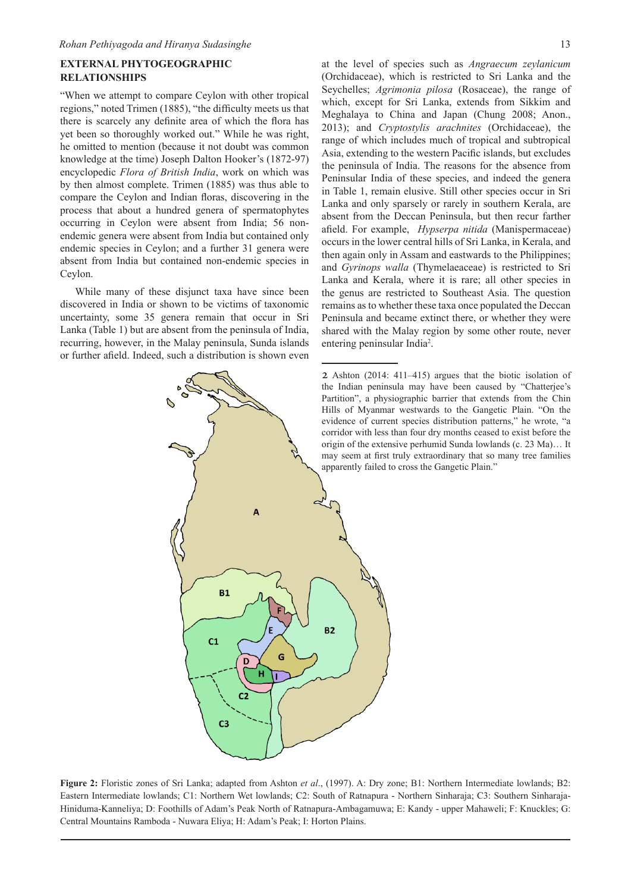## EXTERNAL PHYTOGEOGRAPHIC RELATIONSHIPS

"When we attempt to compare Ceylon with other tropical regions," noted Trimen (1885), "the difficulty meets us that there is scarcely any definite area of which the flora has yet been so thoroughly worked out." While he was right, he omitted to mention (because it not doubt was common knowledge at the time) Joseph Dalton Hooker's (1872-97) encyclopedic *Flora of British India*, work on which was by then almost complete. Trimen (1885) was thus able to compare the Ceylon and Indian floras, discovering in the process that about a hundred genera of spermatophytes occurring in Ceylon were absent from India; 56 non-endemic genera were absent from India but contained only endemic species in Ceylon; and a further 31 genera were absent from India but contained non-endemic species in Ceylon.

While many of these disjunct taxa have since been discovered in India or shown to be victims of taxonomic uncertainty, some 35 genera remain that occur in Sri Lanka (Table 1) but are absent from the peninsula of India, recurring, however, in the Malay peninsula, Sunda islands or further afield. Indeed, such a distribution is shown even at the level of species such as *Angraecum zeylanicum* (Orchidaceae), which is restricted to Sri Lanka and the Seychelles; *Agrimonia pilosa* (Rosaceae), the range of which, except for Sri Lanka, extends from Sikkim and Meghalaya to China and Japan (Chung 2008; Anon., 2013); and *Cryptostylis arachnites* (Orchidaceae), the range of which includes much of tropical and subtropical Asia, extending to the western Pacific islands, but excludes the peninsula of India. The reasons for the absence from Peninsular India of these species, and indeed the genera in Table 1, remain elusive. Still other species occur in Sri Lanka and only sparsely or rarely in southern Kerala, are absent from the Deccan Peninsula, but then recur farther afield. For example, *Hypserpa nitida* (Manispermaceae) occurs in the lower central hills of Sri Lanka, in Kerala, and then again only in Assam and eastwards to the Philippines; and *Gyrinops walla* (Thymelaeaceae) is restricted to Sri Lanka and Kerala, where it is rare; all other species in the genus are restricted to Southeast Asia. The question remains as to whether these taxa once populated the Deccan Peninsula and became extinct there, or whether they were shared with the Malay region by some other route, never entering peninsular India[2].

**Figure 2:** Floristic zones of Sri Lanka; adapted from Ashton *et al*., (1997). A: Dry zone; B1: Northern Intermediate lowlands; B2: Eastern Intermediate lowlands; C1: Northern Wet lowlands; C2: South of Ratnapura - Northern Sinharaja; C3: Southern Sinharaja-Hiniduma-Kanneliya; D: Foothills of Adam's Peak North of Ratnapura-Ambagamuwa; E: Kandy - upper Mahaweli; F: Knuckles; G: Central Mountains Ramboda - Nuwara Eliya; H: Adam's Peak; I: Horton Plains.

---

2 Ashton (2014: 411–415) argues that the biotic isolation of the Indian peninsula may have been caused by "Chatterjee's Partition", a physiographic barrier that extends from the Chin Hills of Myanmar westwards to the Gangetic Plain. "On the evidence of current species distribution patterns," he wrote, "a corridor with less than four dry months ceased to exist before the origin of the extensive perhumid Sunda lowlands (c. 23 Ma)… It may seem at first truly extraordinary that so many tree families apparently failed to cross the Gangetic Plain."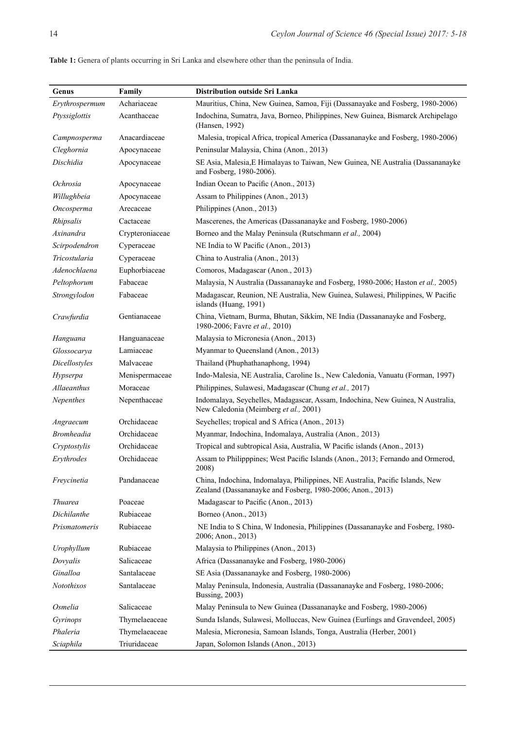**Table 1:** Genera of plants occurring in Sri Lanka and elsewhere other than the peninsula of India.

| Genus | Family | Distribution outside Sri Lanka |
|---|---|---|
| *Erythrospermum* | Achariaceae | Mauritius, China, New Guinea, Samoa, Fiji (Dassanayake and Fosberg, 1980-2006) |
| *Ptyssiglottis* | Acanthaceae | Indochina, Sumatra, Java, Borneo, Philippines, New Guinea, Bismarck Archipelago (Hansen, 1992) |
| *Campnosperma* | Anacardiaceae | Malesia, tropical Africa, tropical America (Dassananayke and Fosberg, 1980-2006) |
| *Cleghornia* | Apocynaceae | Peninsular Malaysia, China (Anon., 2013) |
| *Dischidia* | Apocynaceae | SE Asia, Malesia,E Himalayas to Taiwan, New Guinea, NE Australia (Dassananayke and Fosberg, 1980-2006). |
| *Ochrosia* | Apocynaceae | Indian Ocean to Pacific (Anon., 2013) |
| *Willughbeia* | Apocynaceae | Assam to Philippines (Anon., 2013) |
| *Oncosperma* | Arecaceae | Philippines (Anon., 2013) |
| *Rhipsalis* | Cactaceae | Mascerenes, the Americas (Dassananayke and Fosberg, 1980-2006) |
| *Axinandra* | Crypteroniaceae | Borneo and the Malay Peninsula (Rutschmann *et al.,* 2004) |
| *Scirpodendron* | Cyperaceae | NE India to W Pacific (Anon., 2013) |
| *Tricostularia* | Cyperaceae | China to Australia (Anon., 2013) |
| *Adenochlaena* | Euphorbiaceae | Comoros, Madagascar (Anon., 2013) |
| *Peltophorum* | Fabaceae | Malaysia, N Australia (Dassananayke and Fosberg, 1980-2006; Haston *et al.,* 2005) |
| *Strongylodon* | Fabaceae | Madagascar, Reunion, NE Australia, New Guinea, Sulawesi, Philippines, W Pacific islands (Huang, 1991) |
| *Crawfurdia* | Gentianaceae | China, Vietnam, Burma, Bhutan, Sikkim, NE India (Dassananayke and Fosberg, 1980-2006; Favre *et al.,* 2010) |
| *Hanguana* | Hanguanaceae | Malaysia to Micronesia (Anon., 2013) |
| *Glossocarya* | Lamiaceae | Myanmar to Queensland (Anon., 2013) |
| *Dicellostyles* | Malvaceae | Thailand (Phuphathanaphong, 1994) |
| *Hypserpa* | Menispermaceae | Indo-Malesia, NE Australia, Caroline Is., New Caledonia, Vanuatu (Forman, 1997) |
| *Allaeanthus* | Moraceae | Philippines, Sulawesi, Madagascar (Chung *et al.,* 2017) |
| *Nepenthes* | Nepenthaceae | Indomalaya, Seychelles, Madagascar, Assam, Indochina, New Guinea, N Australia, New Caledonia (Meimberg *et al.,* 2001) |
| *Angraecum* | Orchidaceae | Seychelles; tropical and S Africa (Anon., 2013) |
| *Bromheadia* | Orchidaceae | Myanmar, Indochina, Indomalaya, Australia (Anon., 2013) |
| *Cryptostylis* | Orchidaceae | Tropical and subtropical Asia, Australia, W Pacific islands (Anon., 2013) |
| *Erythrodes* | Orchidaceae | Assam to Philipppines; West Pacific Islands (Anon., 2013; Fernando and Ormerod, 2008) |
| *Freycinetia* | Pandanaceae | China, Indochina, Indomalaya, Philippines, NE Australia, Pacific Islands, New Zealand (Dassananayke and Fosberg, 1980-2006; Anon., 2013) |
| *Thuarea* | Poaceae | Madagascar to Pacific (Anon., 2013) |
| *Dichilanthe* | Rubiaceae | Borneo (Anon., 2013) |
| *Prismatomeris* | Rubiaceae | NE India to S China, W Indonesia, Philippines (Dassananayke and Fosberg, 1980-2006; Anon., 2013) |
| *Urophyllum* | Rubiaceae | Malaysia to Philippines (Anon., 2013) |
| *Dovyalis* | Salicaceae | Africa (Dassananayke and Fosberg, 1980-2006) |
| *Ginalloa* | Santalaceae | SE Asia (Dassananayke and Fosberg, 1980-2006) |
| *Notothixos* | Santalaceae | Malay Peninsula, Indonesia, Australia (Dassananayke and Fosberg, 1980-2006; Bussing, 2003) |
| *Osmelia* | Salicaceae | Malay Peninsula to New Guinea (Dassananayke and Fosberg, 1980-2006) |
| *Gyrinops* | Thymelaeaceae | Sunda Islands, Sulawesi, Molluccas, New Guinea (Eurlings and Gravendeel, 2005) |
| *Phaleria* | Thymelaeaceae | Malesia, Micronesia, Samoan Islands, Tonga, Australia (Herber, 2001) |
| *Sciaphila* | Triuridaceae | Japan, Solomon Islands (Anon., 2013) |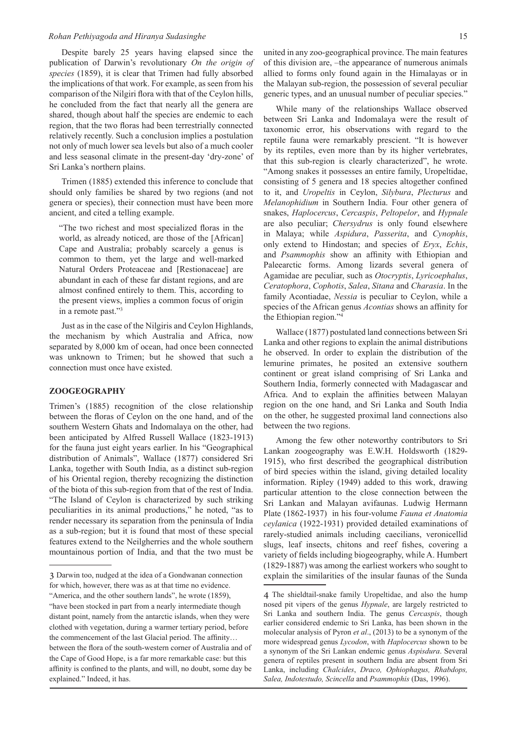Despite barely 25 years having elapsed since the publication of Darwin's revolutionary *On the origin of species* (1859), it is clear that Trimen had fully absorbed the implications of that work. For example, as seen from his comparison of the Nilgiri flora with that of the Ceylon hills, he concluded from the fact that nearly all the genera are shared, though about half the species are endemic to each region, that the two floras had been terrestrially connected relatively recently. Such a conclusion implies a postulation not only of much lower sea levels but also of a much cooler and less seasonal climate in the present-day 'dry-zone' of Sri Lanka's northern plains.

Trimen (1885) extended this inference to conclude that should only families be shared by two regions (and not genera or species), their connection must have been more ancient, and cited a telling example.

> "The two richest and most specialized floras in the world, as already noticed, are those of the [African] Cape and Australia; probably scarcely a genus is common to them, yet the large and well-marked Natural Orders Proteaceae and [Restionaceae] are abundant in each of these far distant regions, and are almost confined entirely to them. This, according to the present views, implies a common focus of origin in a remote past."[3]

Just as in the case of the Nilgiris and Ceylon Highlands, the mechanism by which Australia and Africa, now separated by 8,000 km of ocean, had once been connected was unknown to Trimen; but he showed that such a connection must once have existed.

## ZOOGEOGRAPHY

Trimen's (1885) recognition of the close relationship between the floras of Ceylon on the one hand, and of the southern Western Ghats and Indomalaya on the other, had been anticipated by Alfred Russell Wallace (1823-1913) for the fauna just eight years earlier. In his "Geographical distribution of Animals", Wallace (1877) considered Sri Lanka, together with South India, as a distinct sub-region of his Oriental region, thereby recognizing the distinction of the biota of this sub-region from that of the rest of India. "The Island of Ceylon is characterized by such striking peculiarities in its animal productions," he noted, "as to render necessary its separation from the peninsula of India as a sub-region; but it is found that most of these special features extend to the Neilgherries and the whole southern mountainous portion of India, and that the two must be united in any zoo-geographical province. The main features of this division are, –the appearance of numerous animals allied to forms only found again in the Himalayas or in the Malayan sub-region, the possession of several peculiar generic types, and an unusual number of peculiar species."

While many of the relationships Wallace observed between Sri Lanka and Indomalaya were the result of taxonomic error, his observations with regard to the reptile fauna were remarkably prescient. "It is however by its reptiles, even more than by its higher vertebrates, that this sub-region is clearly characterized", he wrote. "Among snakes it possesses an entire family, Uropeltidae, consisting of 5 genera and 18 species altogether confined to it, and *Uropeltis* in Ceylon, *Silybura*, *Plecturus* and *Melanophidium* in Southern India. Four other genera of snakes, *Haplocercus*, *Cercaspis*, *Peltopelor*, and *Hypnale* are also peculiar; *Chersydrus* is only found elsewhere in Malaya; while *Aspidura*, *Passerita*, and *Cynophis*, only extend to Hindostan; and species of *Eryx*, *Echis*, and *Psammophis* show an affinity with Ethiopian and Paleearctic forms. Among lizards several genera of Agamidae are peculiar, such as *Otocryptis*, *Lyricoephalus*, *Ceratophora*, *Cophotis*, *Salea*, *Sitana* and *Charasia*. In the family Acontiadae, *Nessia* is peculiar to Ceylon, while a species of the African genus *Acontias* shows an affinity for the Ethiopian region."[4]

Wallace (1877) postulated land connections between Sri Lanka and other regions to explain the animal distributions he observed. In order to explain the distribution of the lemurine primates, he posited an extensive southern continent or great island comprising of Sri Lanka and Southern India, formerly connected with Madagascar and Africa. And to explain the affinities between Malayan region on the one hand, and Sri Lanka and South India on the other, he suggested proximal land connections also between the two regions.

Among the few other noteworthy contributors to Sri Lankan zoogeography was E.W.H. Holdsworth (1829-1915), who first described the geographical distribution of bird species within the island, giving detailed locality information. Ripley (1949) added to this work, drawing particular attention to the close connection between the Sri Lankan and Malayan avifaunas. Ludwig Hermann Plate (1862-1937) in his four-volume *Fauna et Anatomia ceylanica* (1922-1931) provided detailed examinations of rarely-studied animals including caecilians, veronicellid slugs, leaf insects, chitons and reef fishes, covering a variety of fields including biogeography, while A. Humbert (1829-1887) was among the earliest workers who sought to explain the similarities of the insular faunas of the Sunda

---

[3] Darwin too, nudged at the idea of a Gondwanan connection for which, however, there was as at that time no evidence. "America, and the other southern lands", he wrote (1859), "have been stocked in part from a nearly intermediate though distant point, namely from the antarctic islands, when they were clothed with vegetation, during a warmer tertiary period, before the commencement of the last Glacial period. The affinity… between the flora of the south-western corner of Australia and of the Cape of Good Hope, is a far more remarkable case: but this affinity is confined to the plants, and will, no doubt, some day be explained." Indeed, it has.

[4] The shieldtail-snake family Uropeltidae, and also the hump nosed pit vipers of the genus *Hypnale*, are largely restricted to Sri Lanka and southern India. The genus *Cercaspis*, though earlier considered endemic to Sri Lanka, has been shown in the molecular analysis of Pyron *et al*., (2013) to be a synonym of the more widespread genus *Lycodon*, with *Haplocercus* shown to be a synonym of the Sri Lankan endemic genus *Aspisdura*. Several genera of reptiles present in southern India are absent from Sri Lanka, including *Chalcides*, *Draco, Ophiophagus, Rhabdops, Salea, Indotestudo, Scincella* and *Psammophis* (Das, 1996).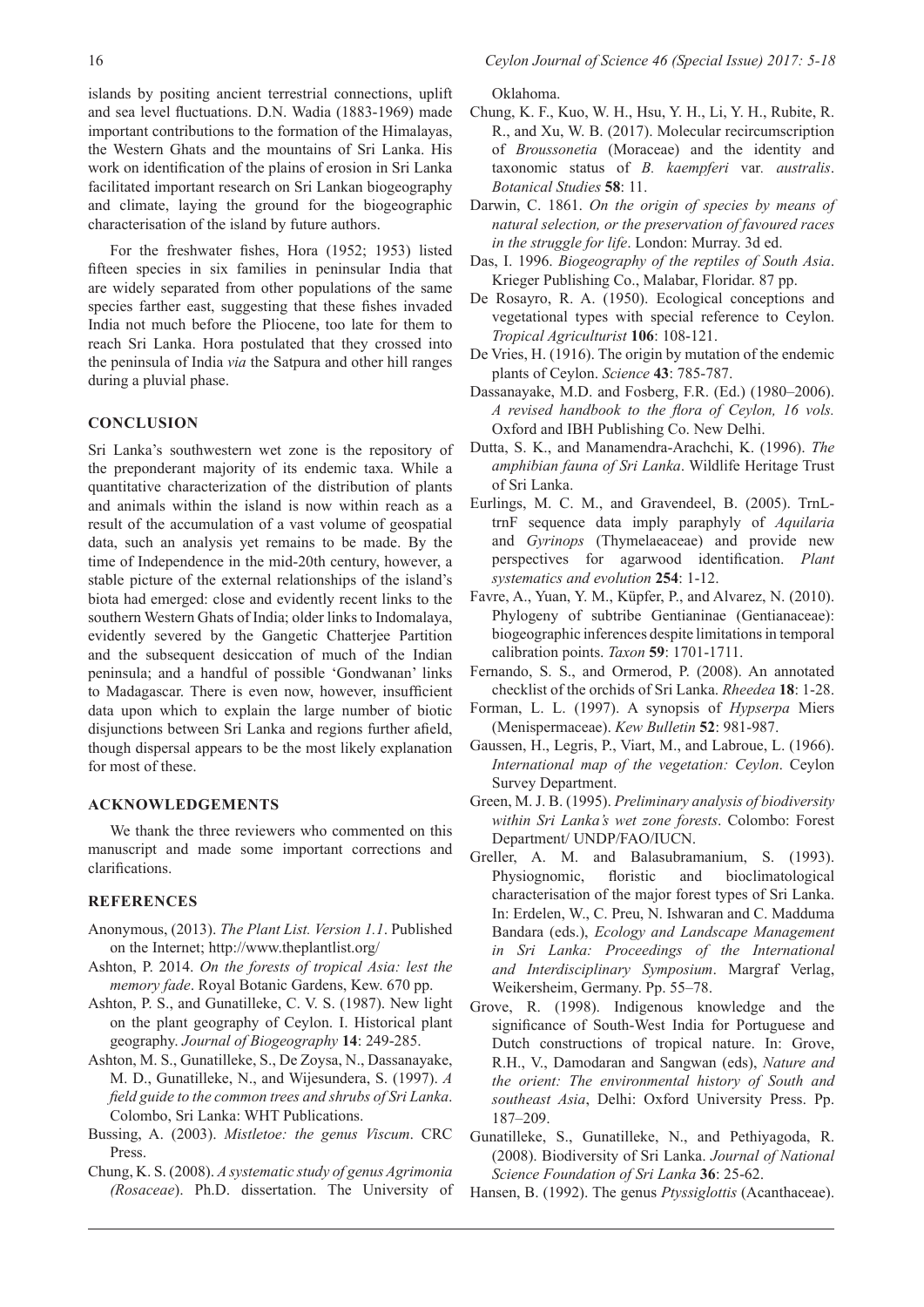islands by positing ancient terrestrial connections, uplift and sea level fluctuations. D.N. Wadia (1883-1969) made important contributions to the formation of the Himalayas, the Western Ghats and the mountains of Sri Lanka. His work on identification of the plains of erosion in Sri Lanka facilitated important research on Sri Lankan biogeography and climate, laying the ground for the biogeographic characterisation of the island by future authors.

For the freshwater fishes, Hora (1952; 1953) listed fifteen species in six families in peninsular India that are widely separated from other populations of the same species farther east, suggesting that these fishes invaded India not much before the Pliocene, too late for them to reach Sri Lanka. Hora postulated that they crossed into the peninsula of India *via* the Satpura and other hill ranges during a pluvial phase.

## CONCLUSION

Sri Lanka's southwestern wet zone is the repository of the preponderant majority of its endemic taxa. While a quantitative characterization of the distribution of plants and animals within the island is now within reach as a result of the accumulation of a vast volume of geospatial data, such an analysis yet remains to be made. By the time of Independence in the mid-20th century, however, a stable picture of the external relationships of the island's biota had emerged: close and evidently recent links to the southern Western Ghats of India; older links to Indomalaya, evidently severed by the Gangetic Chatterjee Partition and the subsequent desiccation of much of the Indian peninsula; and a handful of possible 'Gondwanan' links to Madagascar. There is even now, however, insufficient data upon which to explain the large number of biotic disjunctions between Sri Lanka and regions further afield, though dispersal appears to be the most likely explanation for most of these.

## ACKNOWLEDGEMENTS

We thank the three reviewers who commented on this manuscript and made some important corrections and clarifications.

## REFERENCES

Anonymous, (2013). *The Plant List. Version 1.1*. Published on the Internet; http://www.theplantlist.org/

Ashton, P. 2014. *On the forests of tropical Asia: lest the memory fade*. Royal Botanic Gardens, Kew. 670 pp.

Ashton, P. S., and Gunatilleke, C. V. S. (1987). New light on the plant geography of Ceylon. I. Historical plant geography. *Journal of Biogeography* **14**: 249-285.

Ashton, M. S., Gunatilleke, S., De Zoysa, N., Dassanayake, M. D., Gunatilleke, N., and Wijesundera, S. (1997). *A field guide to the common trees and shrubs of Sri Lanka*. Colombo, Sri Lanka: WHT Publications.

Bussing, A. (2003). *Mistletoe: the genus Viscum*. CRC Press.

Chung, K. S. (2008). *A systematic study of genus Agrimonia (Rosaceae)*. Ph.D. dissertation. The University of Oklahoma.

Chung, K. F., Kuo, W. H., Hsu, Y. H., Li, Y. H., Rubite, R. R., and Xu, W. B. (2017). Molecular recircumscription of *Broussonetia* (Moraceae) and the identity and taxonomic status of *B. kaempferi* var*. australis*. *Botanical Studies* **58**: 11.

Darwin, C. 1861. *On the origin of species by means of natural selection, or the preservation of favoured races in the struggle for life*. London: Murray. 3d ed.

Das, I. 1996. *Biogeography of the reptiles of South Asia*. Krieger Publishing Co., Malabar, Floridar. 87 pp.

De Rosayro, R. A. (1950). Ecological conceptions and vegetational types with special reference to Ceylon. *Tropical Agriculturist* **106**: 108-121.

De Vries, H. (1916). The origin by mutation of the endemic plants of Ceylon. *Science* **43**: 785-787.

Dassanayake, M.D. and Fosberg, F.R. (Ed.) (1980–2006). *A revised handbook to the flora of Ceylon, 16 vols.* Oxford and IBH Publishing Co. New Delhi.

Dutta, S. K., and Manamendra-Arachchi, K. (1996). *The amphibian fauna of Sri Lanka*. Wildlife Heritage Trust of Sri Lanka.

Eurlings, M. C. M., and Gravendeel, B. (2005). TrnL-trnF sequence data imply paraphyly of *Aquilaria* and *Gyrinops* (Thymelaeaceae) and provide new perspectives for agarwood identification. *Plant systematics and evolution* **254**: 1-12.

Favre, A., Yuan, Y. M., Küpfer, P., and Alvarez, N. (2010). Phylogeny of subtribe Gentianinae (Gentianaceae): biogeographic inferences despite limitations in temporal calibration points. *Taxon* **59**: 1701-1711.

Fernando, S. S., and Ormerod, P. (2008). An annotated checklist of the orchids of Sri Lanka. *Rheedea* **18**: 1-28.

Forman, L. L. (1997). A synopsis of *Hypserpa* Miers (Menispermaceae). *Kew Bulletin* **52**: 981-987.

Gaussen, H., Legris, P., Viart, M., and Labroue, L. (1966). *International map of the vegetation: Ceylon*. Ceylon Survey Department.

Green, M. J. B. (1995). *Preliminary analysis of biodiversity within Sri Lanka's wet zone forests*. Colombo: Forest Department/ UNDP/FAO/IUCN.

Greller, A. M. and Balasubramanium, S. (1993). Physiognomic, floristic and bioclimatological characterisation of the major forest types of Sri Lanka. In: Erdelen, W., C. Preu, N. Ishwaran and C. Madduma Bandara (eds.), *Ecology and Landscape Management in Sri Lanka: Proceedings of the International and Interdisciplinary Symposium*. Margraf Verlag, Weikersheim, Germany. Pp. 55–78.

Grove, R. (1998). Indigenous knowledge and the significance of South-West India for Portuguese and Dutch constructions of tropical nature. In: Grove, R.H., V., Damodaran and Sangwan (eds), *Nature and the orient: The environmental history of South and southeast Asia*, Delhi: Oxford University Press. Pp. 187–209.

Gunatilleke, S., Gunatilleke, N., and Pethiyagoda, R. (2008). Biodiversity of Sri Lanka. *Journal of National Science Foundation of Sri Lanka* **36**: 25-62.

Hansen, B. (1992). The genus *Ptyssiglottis* (Acanthaceae).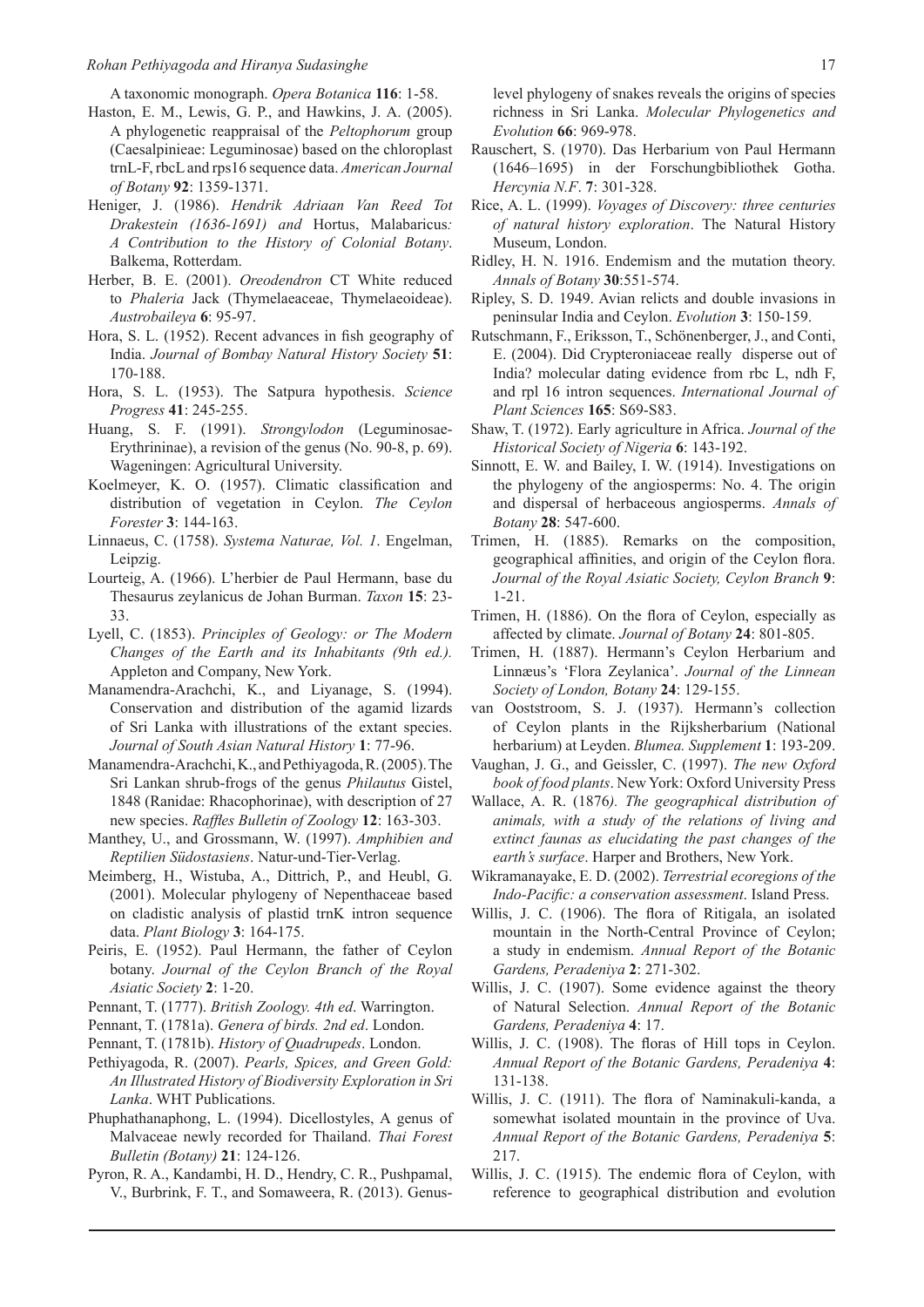A taxonomic monograph. *Opera Botanica* **116**: 1-58.

Haston, E. M., Lewis, G. P., and Hawkins, J. A. (2005). A phylogenetic reappraisal of the *Peltophorum* group (Caesalpinieae: Leguminosae) based on the chloroplast trnL-F, rbcL and rps16 sequence data. *American Journal of Botany* **92**: 1359-1371.

Heniger, J. (1986). *Hendrik Adriaan Van Reed Tot Drakestein (1636-1691) and* Hortus, Malabaricus*: A Contribution to the History of Colonial Botany*. Balkema, Rotterdam.

Herber, B. E. (2001). *Oreodendron* CT White reduced to *Phaleria* Jack (Thymelaeaceae, Thymelaeoideae). *Austrobaileya* **6**: 95-97.

Hora, S. L. (1952). Recent advances in fish geography of India. *Journal of Bombay Natural History Society* **51**: 170-188.

Hora, S. L. (1953). The Satpura hypothesis. *Science Progress* **41**: 245-255.

Huang, S. F. (1991). *Strongylodon* (Leguminosae-Erythrininae), a revision of the genus (No. 90-8, p. 69). Wageningen: Agricultural University.

Koelmeyer, K. O. (1957). Climatic classification and distribution of vegetation in Ceylon. *The Ceylon Forester* **3**: 144-163.

Linnaeus, C. (1758). *Systema Naturae, Vol. 1*. Engelman, Leipzig.

Lourteig, A. (1966). L'herbier de Paul Hermann, base du Thesaurus zeylanicus de Johan Burman. *Taxon* **15**: 23-33.

Lyell, C. (1853). *Principles of Geology: or The Modern Changes of the Earth and its Inhabitants (9th ed.).* Appleton and Company, New York.

Manamendra-Arachchi, K., and Liyanage, S. (1994). Conservation and distribution of the agamid lizards of Sri Lanka with illustrations of the extant species. *Journal of South Asian Natural History* **1**: 77-96.

Manamendra-Arachchi, K., and Pethiyagoda, R. (2005). The Sri Lankan shrub-frogs of the genus *Philautus* Gistel, 1848 (Ranidae: Rhacophorinae), with description of 27 new species. *Raffles Bulletin of Zoology* **12**: 163-303.

Manthey, U., and Grossmann, W. (1997). *Amphibien and Reptilien Südostasiens*. Natur-und-Tier-Verlag.

Meimberg, H., Wistuba, A., Dittrich, P., and Heubl, G. (2001). Molecular phylogeny of Nepenthaceae based on cladistic analysis of plastid trnK intron sequence data. *Plant Biology* **3**: 164-175.

Peiris, E. (1952). Paul Hermann, the father of Ceylon botany. *Journal of the Ceylon Branch of the Royal Asiatic Society* **2**: 1-20.

Pennant, T. (1777). *British Zoology. 4th ed*. Warrington.

Pennant, T. (1781a). *Genera of birds. 2nd ed*. London.

Pennant, T. (1781b). *History of Quadrupeds*. London.

Pethiyagoda, R. (2007). *Pearls, Spices, and Green Gold: An Illustrated History of Biodiversity Exploration in Sri Lanka*. WHT Publications.

Phuphathanaphong, L. (1994). Dicellostyles, A genus of Malvaceae newly recorded for Thailand. *Thai Forest Bulletin (Botany)* **21**: 124-126.

Pyron, R. A., Kandambi, H. D., Hendry, C. R., Pushpamal, V., Burbrink, F. T., and Somaweera, R. (2013). Genus-level phylogeny of snakes reveals the origins of species richness in Sri Lanka. *Molecular Phylogenetics and Evolution* **66**: 969-978.

Rauschert, S. (1970). Das Herbarium von Paul Hermann (1646–1695) in der Forschungbibliothek Gotha. *Hercynia N.F*. **7**: 301-328.

Rice, A. L. (1999). *Voyages of Discovery: three centuries of natural history exploration*. The Natural History Museum, London.

Ridley, H. N. 1916. Endemism and the mutation theory. *Annals of Botany* **30**:551-574.

Ripley, S. D. 1949. Avian relicts and double invasions in peninsular India and Ceylon. *Evolution* **3**: 150-159.

Rutschmann, F., Eriksson, T., Schönenberger, J., and Conti, E. (2004). Did Crypteroniaceae really disperse out of India? molecular dating evidence from rbc L, ndh F, and rpl 16 intron sequences. *International Journal of Plant Sciences* **165**: S69-S83.

Shaw, T. (1972). Early agriculture in Africa. *Journal of the Historical Society of Nigeria* **6**: 143-192.

Sinnott, E. W. and Bailey, I. W. (1914). Investigations on the phylogeny of the angiosperms: No. 4. The origin and dispersal of herbaceous angiosperms. *Annals of Botany* **28**: 547-600.

Trimen, H. (1885). Remarks on the composition, geographical affinities, and origin of the Ceylon flora. *Journal of the Royal Asiatic Society, Ceylon Branch* **9**: 1-21.

Trimen, H. (1886). On the flora of Ceylon, especially as affected by climate. *Journal of Botany* **24**: 801-805.

Trimen, H. (1887). Hermann's Ceylon Herbarium and Linnæus's 'Flora Zeylanica'. *Journal of the Linnean Society of London, Botany* **24**: 129-155.

van Ooststroom, S. J. (1937). Hermann's collection of Ceylon plants in the Rijksherbarium (National herbarium) at Leyden. *Blumea. Supplement* **1**: 193-209.

Vaughan, J. G., and Geissler, C. (1997). *The new Oxford book of food plants*. New York: Oxford University Press

Wallace, A. R. (1876*). The geographical distribution of animals, with a study of the relations of living and extinct faunas as elucidating the past changes of the earth's surface*. Harper and Brothers, New York.

Wikramanayake, E. D. (2002). *Terrestrial ecoregions of the Indo-Pacific: a conservation assessment*. Island Press.

Willis, J. C. (1906). The flora of Ritigala, an isolated mountain in the North-Central Province of Ceylon; a study in endemism. *Annual Report of the Botanic Gardens, Peradeniya* **2**: 271-302.

Willis, J. C. (1907). Some evidence against the theory of Natural Selection. *Annual Report of the Botanic Gardens, Peradeniya* **4**: 17.

Willis, J. C. (1908). The floras of Hill tops in Ceylon. *Annual Report of the Botanic Gardens, Peradeniya* **4**: 131-138.

Willis, J. C. (1911). The flora of Naminakuli-kanda, a somewhat isolated mountain in the province of Uva. *Annual Report of the Botanic Gardens, Peradeniya* **5**: 217.

Willis, J. C. (1915). The endemic flora of Ceylon, with reference to geographical distribution and evolution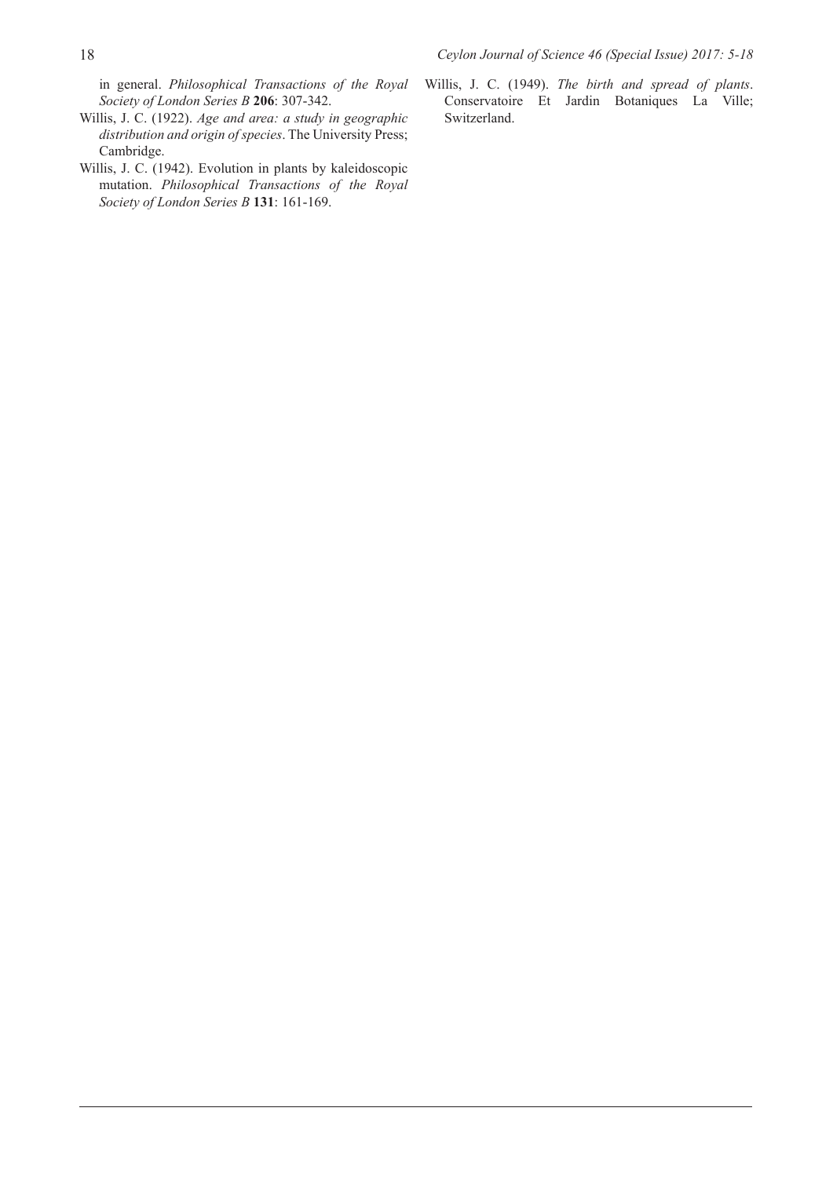in general. *Philosophical Transactions of the Royal Society of London Series B* **206**: 307-342.

Willis, J. C. (1922). *Age and area: a study in geographic distribution and origin of species*. The University Press; Cambridge.

Willis, J. C. (1942). Evolution in plants by kaleidoscopic mutation. *Philosophical Transactions of the Royal Society of London Series B* **131**: 161-169.

Willis, J. C. (1949). *The birth and spread of plants*. Conservatoire Et Jardin Botaniques La Ville; Switzerland.